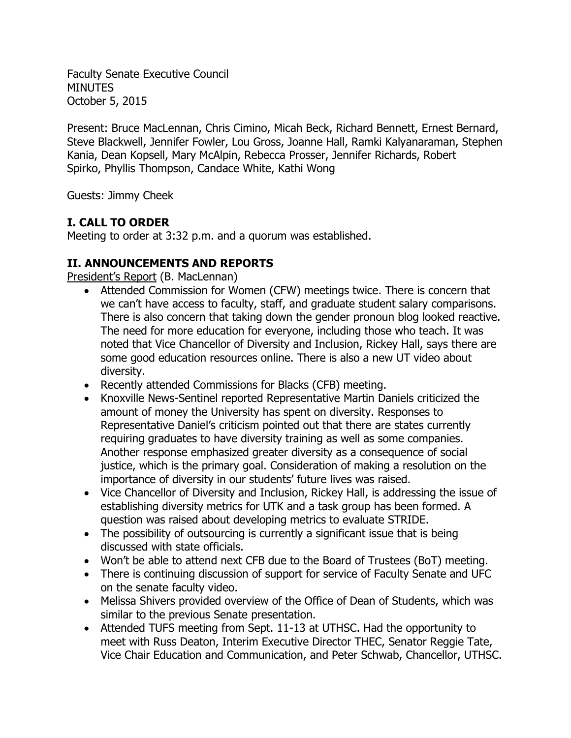Faculty Senate Executive Council
MINUTES
October 5, 2015

Present: Bruce MacLennan, Chris Cimino, Micah Beck, Richard Bennett, Ernest Bernard, Steve Blackwell, Jennifer Fowler, Lou Gross, Joanne Hall, Ramki Kalyanaraman, Stephen Kania, Dean Kopsell, Mary McAlpin, Rebecca Prosser, Jennifer Richards, Robert Spirko, Phyllis Thompson, Candace White, Kathi Wong

Guests: Jimmy Cheek

## I. CALL TO ORDER

Meeting to order at 3:32 p.m. and a quorum was established.

## II. ANNOUNCEMENTS AND REPORTS

President's Report (B. MacLennan)

- Attended Commission for Women (CFW) meetings twice. There is concern that we can't have access to faculty, staff, and graduate student salary comparisons. There is also concern that taking down the gender pronoun blog looked reactive. The need for more education for everyone, including those who teach. It was noted that Vice Chancellor of Diversity and Inclusion, Rickey Hall, says there are some good education resources online. There is also a new UT video about diversity.
- Recently attended Commissions for Blacks (CFB) meeting.
- Knoxville News-Sentinel reported Representative Martin Daniels criticized the amount of money the University has spent on diversity. Responses to Representative Daniel's criticism pointed out that there are states currently requiring graduates to have diversity training as well as some companies. Another response emphasized greater diversity as a consequence of social justice, which is the primary goal. Consideration of making a resolution on the importance of diversity in our students' future lives was raised.
- Vice Chancellor of Diversity and Inclusion, Rickey Hall, is addressing the issue of establishing diversity metrics for UTK and a task group has been formed. A question was raised about developing metrics to evaluate STRIDE.
- The possibility of outsourcing is currently a significant issue that is being discussed with state officials.
- Won't be able to attend next CFB due to the Board of Trustees (BoT) meeting.
- There is continuing discussion of support for service of Faculty Senate and UFC on the senate faculty video.
- Melissa Shivers provided overview of the Office of Dean of Students, which was similar to the previous Senate presentation.
- Attended TUFS meeting from Sept. 11-13 at UTHSC. Had the opportunity to meet with Russ Deaton, Interim Executive Director THEC, Senator Reggie Tate, Vice Chair Education and Communication, and Peter Schwab, Chancellor, UTHSC.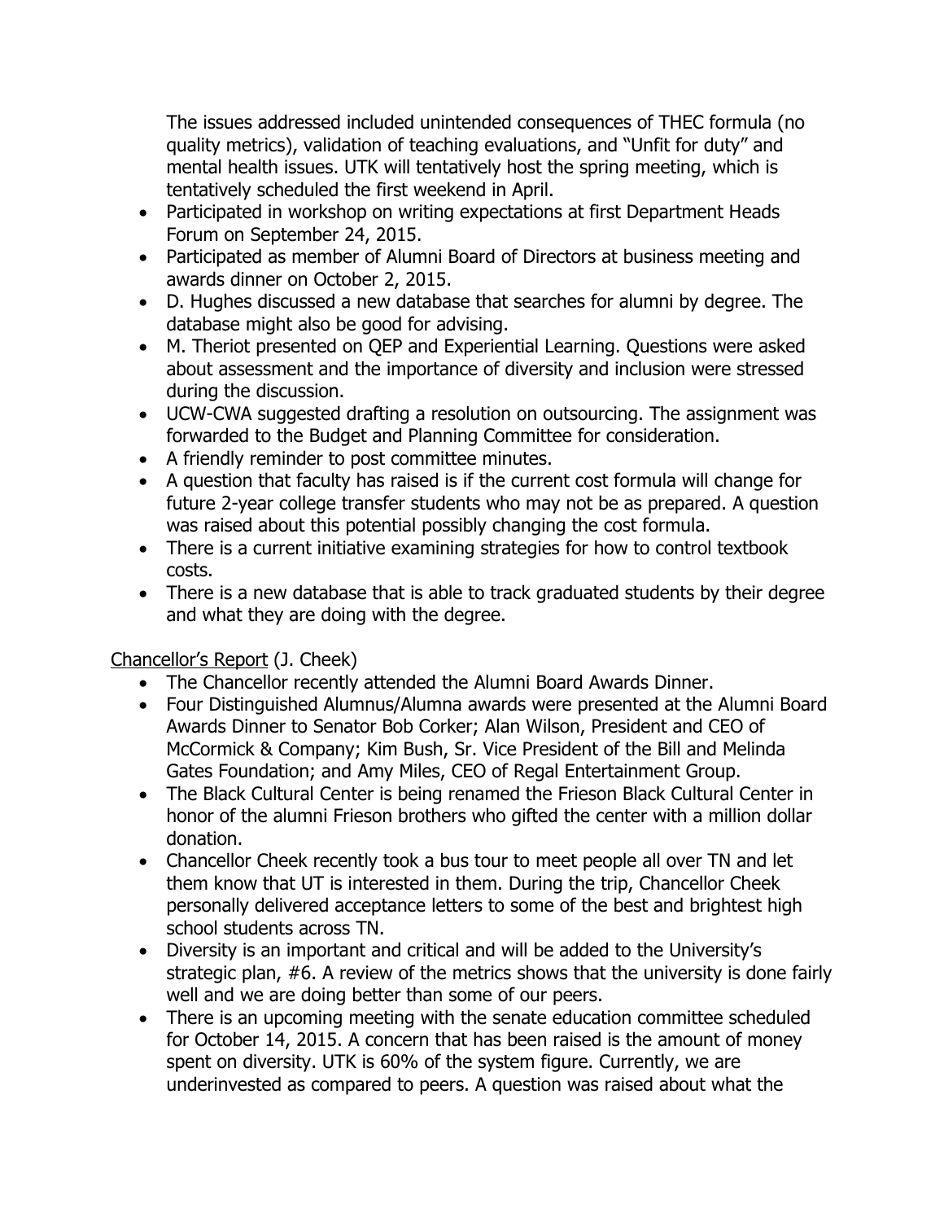The issues addressed included unintended consequences of THEC formula (no quality metrics), validation of teaching evaluations, and "Unfit for duty" and mental health issues. UTK will tentatively host the spring meeting, which is tentatively scheduled the first weekend in April.

- Participated in workshop on writing expectations at first Department Heads Forum on September 24, 2015.
- Participated as member of Alumni Board of Directors at business meeting and awards dinner on October 2, 2015.
- D. Hughes discussed a new database that searches for alumni by degree. The database might also be good for advising.
- M. Theriot presented on QEP and Experiential Learning. Questions were asked about assessment and the importance of diversity and inclusion were stressed during the discussion.
- UCW-CWA suggested drafting a resolution on outsourcing. The assignment was forwarded to the Budget and Planning Committee for consideration.
- A friendly reminder to post committee minutes.
- A question that faculty has raised is if the current cost formula will change for future 2-year college transfer students who may not be as prepared. A question was raised about this potential possibly changing the cost formula.
- There is a current initiative examining strategies for how to control textbook costs.
- There is a new database that is able to track graduated students by their degree and what they are doing with the degree.

<u>Chancellor's Report</u> (J. Cheek)

- The Chancellor recently attended the Alumni Board Awards Dinner.
- Four Distinguished Alumnus/Alumna awards were presented at the Alumni Board Awards Dinner to Senator Bob Corker; Alan Wilson, President and CEO of McCormick & Company; Kim Bush, Sr. Vice President of the Bill and Melinda Gates Foundation; and Amy Miles, CEO of Regal Entertainment Group.
- The Black Cultural Center is being renamed the Frieson Black Cultural Center in honor of the alumni Frieson brothers who gifted the center with a million dollar donation.
- Chancellor Cheek recently took a bus tour to meet people all over TN and let them know that UT is interested in them. During the trip, Chancellor Cheek personally delivered acceptance letters to some of the best and brightest high school students across TN.
- Diversity is an important and critical and will be added to the University's strategic plan, #6. A review of the metrics shows that the university is done fairly well and we are doing better than some of our peers.
- There is an upcoming meeting with the senate education committee scheduled for October 14, 2015. A concern that has been raised is the amount of money spent on diversity. UTK is 60% of the system figure. Currently, we are underinvested as compared to peers. A question was raised about what the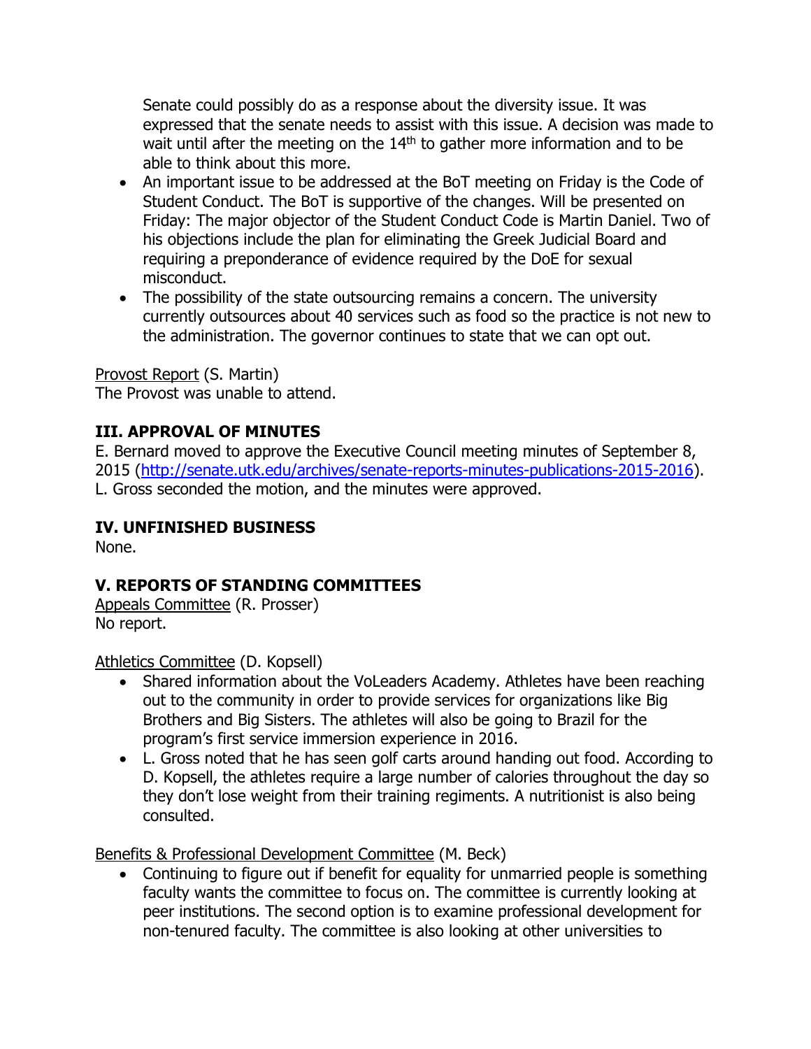Senate could possibly do as a response about the diversity issue. It was expressed that the senate needs to assist with this issue. A decision was made to wait until after the meeting on the 14th to gather more information and to be able to think about this more.

- An important issue to be addressed at the BoT meeting on Friday is the Code of Student Conduct. The BoT is supportive of the changes. Will be presented on Friday: The major objector of the Student Conduct Code is Martin Daniel. Two of his objections include the plan for eliminating the Greek Judicial Board and requiring a preponderance of evidence required by the DoE for sexual misconduct.
- The possibility of the state outsourcing remains a concern. The university currently outsources about 40 services such as food so the practice is not new to the administration. The governor continues to state that we can opt out.

Provost Report (S. Martin)
The Provost was unable to attend.

## III. APPROVAL OF MINUTES

E. Bernard moved to approve the Executive Council meeting minutes of September 8, 2015 (http://senate.utk.edu/archives/senate-reports-minutes-publications-2015-2016). L. Gross seconded the motion, and the minutes were approved.

## IV. UNFINISHED BUSINESS

None.

## V. REPORTS OF STANDING COMMITTEES

Appeals Committee (R. Prosser)
No report.

Athletics Committee (D. Kopsell)

- Shared information about the VoLeaders Academy. Athletes have been reaching out to the community in order to provide services for organizations like Big Brothers and Big Sisters. The athletes will also be going to Brazil for the program's first service immersion experience in 2016.
- L. Gross noted that he has seen golf carts around handing out food. According to D. Kopsell, the athletes require a large number of calories throughout the day so they don't lose weight from their training regiments. A nutritionist is also being consulted.

Benefits & Professional Development Committee (M. Beck)

- Continuing to figure out if benefit for equality for unmarried people is something faculty wants the committee to focus on. The committee is currently looking at peer institutions. The second option is to examine professional development for non-tenured faculty. The committee is also looking at other universities to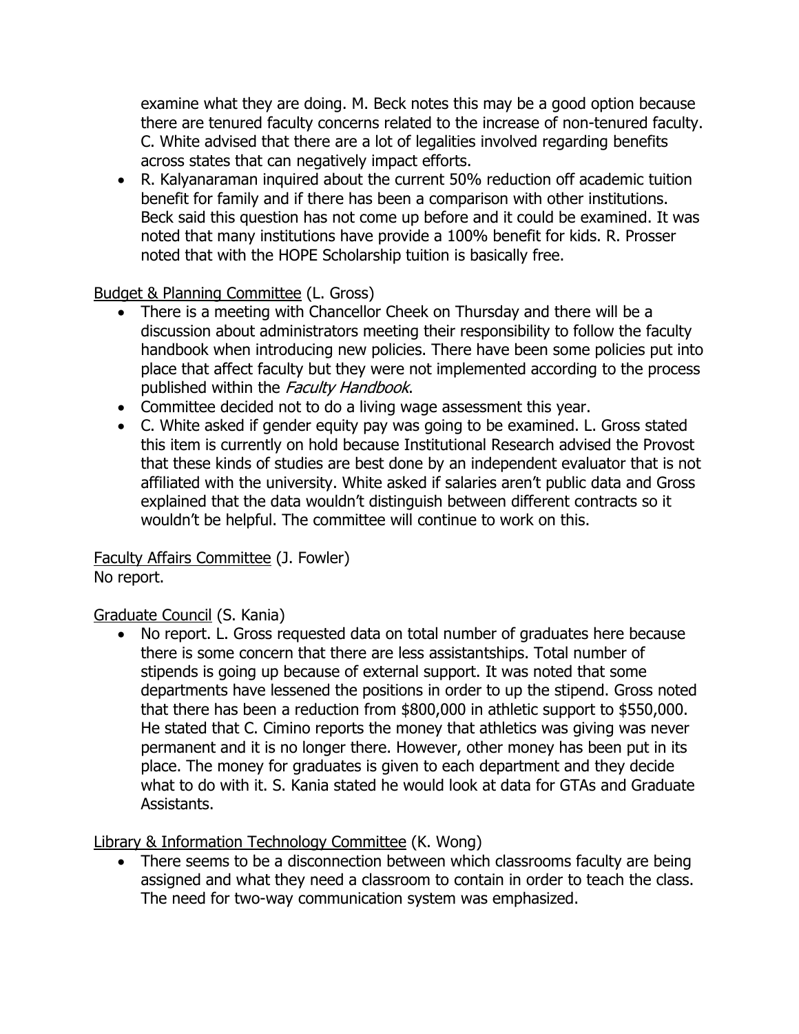examine what they are doing. M. Beck notes this may be a good option because there are tenured faculty concerns related to the increase of non-tenured faculty. C. White advised that there are a lot of legalities involved regarding benefits across states that can negatively impact efforts.

- R. Kalyanaraman inquired about the current 50% reduction off academic tuition benefit for family and if there has been a comparison with other institutions. Beck said this question has not come up before and it could be examined. It was noted that many institutions have provide a 100% benefit for kids. R. Prosser noted that with the HOPE Scholarship tuition is basically free.

<u>Budget & Planning Committee</u> (L. Gross)

- There is a meeting with Chancellor Cheek on Thursday and there will be a discussion about administrators meeting their responsibility to follow the faculty handbook when introducing new policies. There have been some policies put into place that affect faculty but they were not implemented according to the process published within the *Faculty Handbook*.
- Committee decided not to do a living wage assessment this year.
- C. White asked if gender equity pay was going to be examined. L. Gross stated this item is currently on hold because Institutional Research advised the Provost that these kinds of studies are best done by an independent evaluator that is not affiliated with the university. White asked if salaries aren't public data and Gross explained that the data wouldn't distinguish between different contracts so it wouldn't be helpful. The committee will continue to work on this.

<u>Faculty Affairs Committee</u> (J. Fowler)
No report.

<u>Graduate Council</u> (S. Kania)

- No report. L. Gross requested data on total number of graduates here because there is some concern that there are less assistantships. Total number of stipends is going up because of external support. It was noted that some departments have lessened the positions in order to up the stipend. Gross noted that there has been a reduction from $800,000 in athletic support to $550,000. He stated that C. Cimino reports the money that athletics was giving was never permanent and it is no longer there. However, other money has been put in its place. The money for graduates is given to each department and they decide what to do with it. S. Kania stated he would look at data for GTAs and Graduate Assistants.

<u>Library & Information Technology Committee</u> (K. Wong)

- There seems to be a disconnection between which classrooms faculty are being assigned and what they need a classroom to contain in order to teach the class. The need for two-way communication system was emphasized.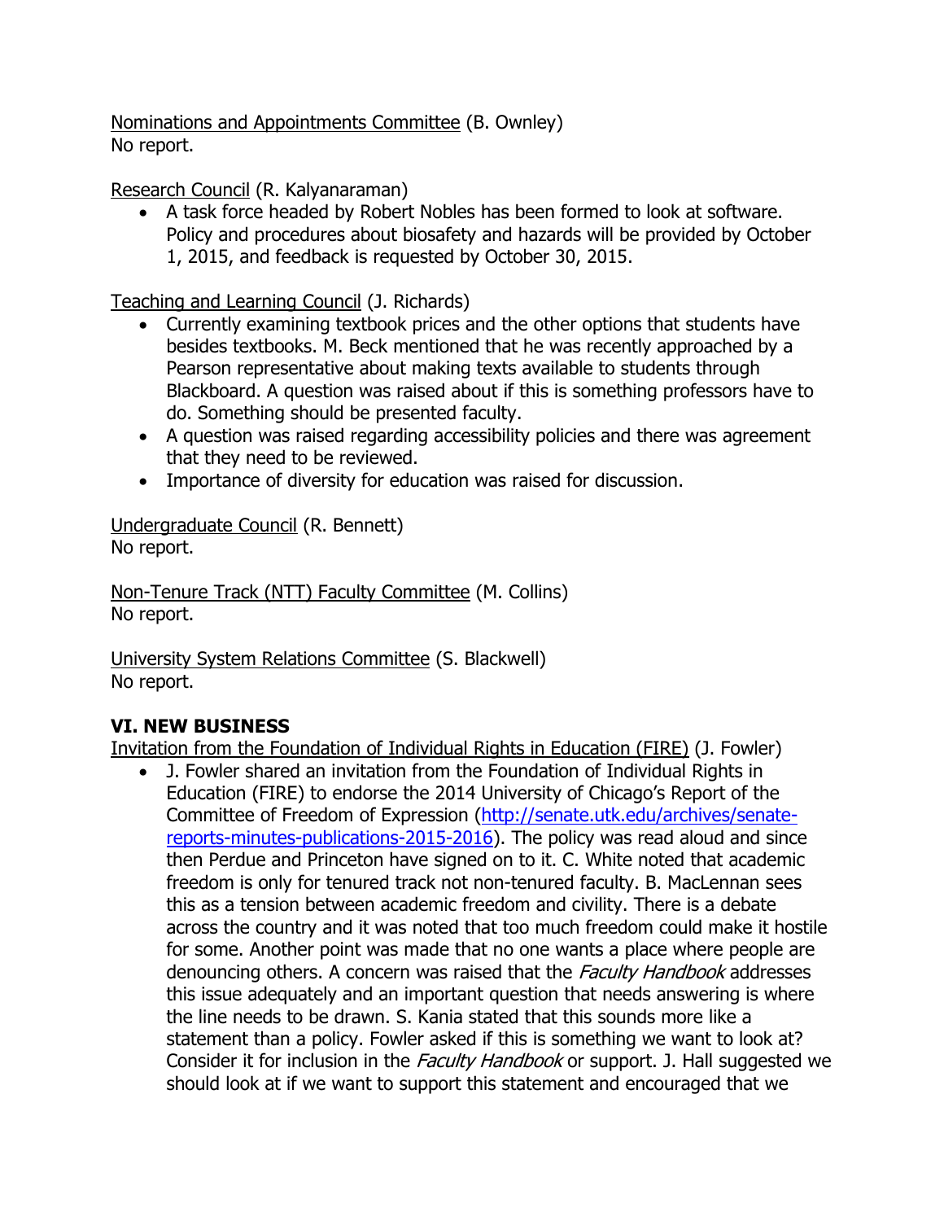Nominations and Appointments Committee (B. Ownley)
No report.

Research Council (R. Kalyanaraman)

- A task force headed by Robert Nobles has been formed to look at software. Policy and procedures about biosafety and hazards will be provided by October 1, 2015, and feedback is requested by October 30, 2015.

Teaching and Learning Council (J. Richards)

- Currently examining textbook prices and the other options that students have besides textbooks. M. Beck mentioned that he was recently approached by a Pearson representative about making texts available to students through Blackboard. A question was raised about if this is something professors have to do. Something should be presented faculty.
- A question was raised regarding accessibility policies and there was agreement that they need to be reviewed.
- Importance of diversity for education was raised for discussion.

Undergraduate Council (R. Bennett)
No report.

Non-Tenure Track (NTT) Faculty Committee (M. Collins)
No report.

University System Relations Committee (S. Blackwell)
No report.

## VI. NEW BUSINESS

Invitation from the Foundation of Individual Rights in Education (FIRE) (J. Fowler)

- J. Fowler shared an invitation from the Foundation of Individual Rights in Education (FIRE) to endorse the 2014 University of Chicago's Report of the Committee of Freedom of Expression (http://senate.utk.edu/archives/senate-reports-minutes-publications-2015-2016). The policy was read aloud and since then Perdue and Princeton have signed on to it. C. White noted that academic freedom is only for tenured track not non-tenured faculty. B. MacLennan sees this as a tension between academic freedom and civility. There is a debate across the country and it was noted that too much freedom could make it hostile for some. Another point was made that no one wants a place where people are denouncing others. A concern was raised that the *Faculty Handbook* addresses this issue adequately and an important question that needs answering is where the line needs to be drawn. S. Kania stated that this sounds more like a statement than a policy. Fowler asked if this is something we want to look at? Consider it for inclusion in the *Faculty Handbook* or support. J. Hall suggested we should look at if we want to support this statement and encouraged that we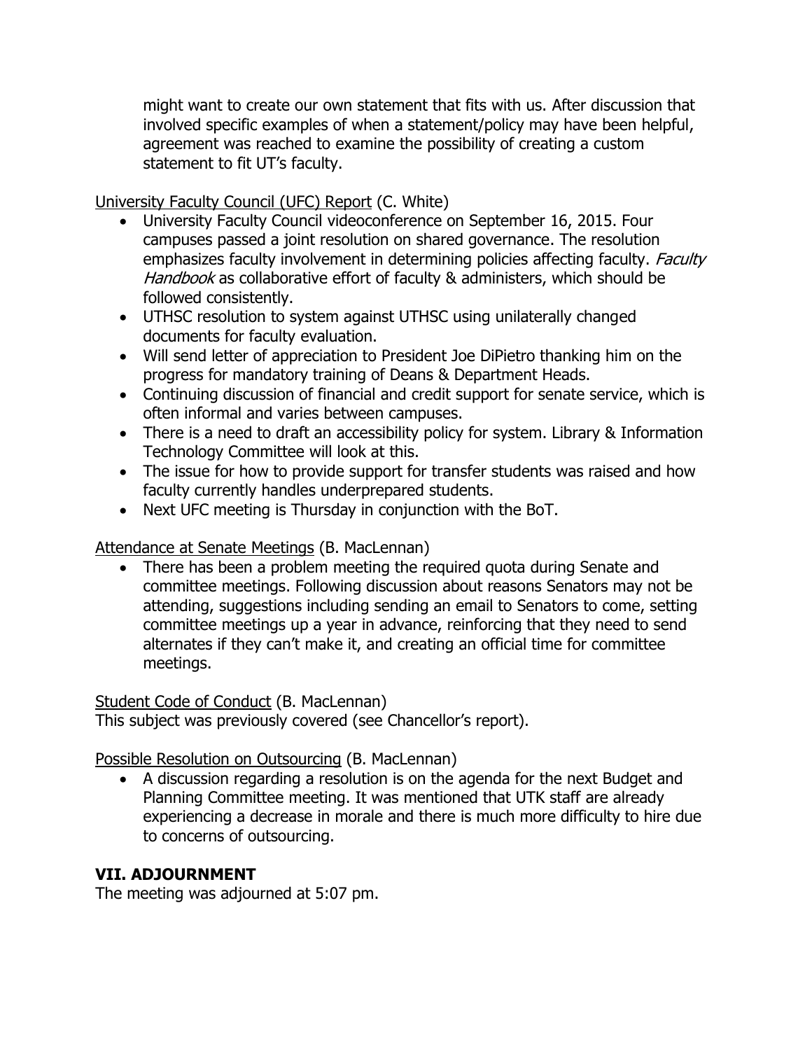might want to create our own statement that fits with us. After discussion that involved specific examples of when a statement/policy may have been helpful, agreement was reached to examine the possibility of creating a custom statement to fit UT's faculty.

University Faculty Council (UFC) Report (C. White)

- University Faculty Council videoconference on September 16, 2015. Four campuses passed a joint resolution on shared governance. The resolution emphasizes faculty involvement in determining policies affecting faculty. *Faculty Handbook* as collaborative effort of faculty & administers, which should be followed consistently.
- UTHSC resolution to system against UTHSC using unilaterally changed documents for faculty evaluation.
- Will send letter of appreciation to President Joe DiPietro thanking him on the progress for mandatory training of Deans & Department Heads.
- Continuing discussion of financial and credit support for senate service, which is often informal and varies between campuses.
- There is a need to draft an accessibility policy for system. Library & Information Technology Committee will look at this.
- The issue for how to provide support for transfer students was raised and how faculty currently handles underprepared students.
- Next UFC meeting is Thursday in conjunction with the BoT.

Attendance at Senate Meetings (B. MacLennan)

- There has been a problem meeting the required quota during Senate and committee meetings. Following discussion about reasons Senators may not be attending, suggestions including sending an email to Senators to come, setting committee meetings up a year in advance, reinforcing that they need to send alternates if they can't make it, and creating an official time for committee meetings.

Student Code of Conduct (B. MacLennan)

This subject was previously covered (see Chancellor's report).

Possible Resolution on Outsourcing (B. MacLennan)

- A discussion regarding a resolution is on the agenda for the next Budget and Planning Committee meeting. It was mentioned that UTK staff are already experiencing a decrease in morale and there is much more difficulty to hire due to concerns of outsourcing.

## VII. ADJOURNMENT

The meeting was adjourned at 5:07 pm.